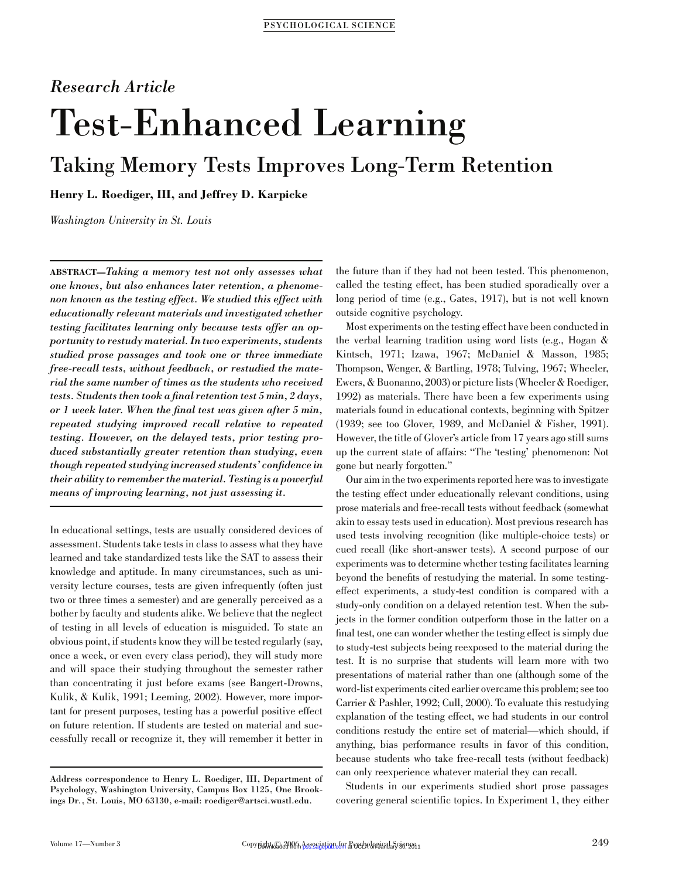*Research Article*

# Test-Enhanced Learning

## Taking Memory Tests Improves Long-Term Retention

**Henry L. Roediger, III, and Jeffrey D. Karpicke**

*Washington University in St. Louis*

**ABSTRACT**—***Taking a memory test not only assesses what one knows, but also enhances later retention, a phenomenon known as the testing effect. We studied this effect with educationally relevant materials and investigated whether testing facilitates learning only because tests offer an opportunity to restudy material. In two experiments, students studied prose passages and took one or three immediate free-recall tests, without feedback, or restudied the material the same number of times as the students who received tests. Students then took a final retention test 5 min, 2 days, or 1 week later. When the final test was given after 5 min, repeated studying improved recall relative to repeated testing. However, on the delayed tests, prior testing produced substantially greater retention than studying, even though repeated studying increased students' confidence in their ability to remember the material. Testing is a powerful means of improving learning, not just assessing it.***

In educational settings, tests are usually considered devices of assessment. Students take tests in class to assess what they have learned and take standardized tests like the SAT to assess their knowledge and aptitude. In many circumstances, such as university lecture courses, tests are given infrequently (often just two or three times a semester) and are generally perceived as a bother by faculty and students alike. We believe that the neglect of testing in all levels of education is misguided. To state an obvious point, if students know they will be tested regularly (say, once a week, or even every class period), they will study more and will space their studying throughout the semester rather than concentrating it just before exams (see Bangert-Drowns, Kulik, & Kulik, 1991; Leeming, 2002). However, more important for present purposes, testing has a powerful positive effect on future retention. If students are tested on material and successfully recall or recognize it, they will remember it better in the future than if they had not been tested. This phenomenon, called the testing effect, has been studied sporadically over a long period of time (e.g., Gates, 1917), but is not well known outside cognitive psychology.

Most experiments on the testing effect have been conducted in the verbal learning tradition using word lists (e.g., Hogan & Kintsch, 1971; Izawa, 1967; McDaniel & Masson, 1985; Thompson, Wenger, & Bartling, 1978; Tulving, 1967; Wheeler, Ewers, & Buonanno, 2003) or picture lists (Wheeler & Roediger, 1992) as materials. There have been a few experiments using materials found in educational contexts, beginning with Spitzer (1939; see too Glover, 1989, and McDaniel & Fisher, 1991). However, the title of Glover's article from 17 years ago still sums up the current state of affairs: "The 'testing' phenomenon: Not gone but nearly forgotten."

Our aim in the two experiments reported here was to investigate the testing effect under educationally relevant conditions, using prose materials and free-recall tests without feedback (somewhat akin to essay tests used in education). Most previous research has used tests involving recognition (like multiple-choice tests) or cued recall (like short-answer tests). A second purpose of our experiments was to determine whether testing facilitates learning beyond the benefits of restudying the material. In some testing-effect experiments, a study-test condition is compared with a study-only condition on a delayed retention test. When the subjects in the former condition outperform those in the latter on a final test, one can wonder whether the testing effect is simply due to study-test subjects being reexposed to the material during the test. It is no surprise that students will learn more with two presentations of material rather than one (although some of the word-list experiments cited earlier overcame this problem; see too Carrier & Pashler, 1992; Cull, 2000). To evaluate this restudying explanation of the testing effect, we had students in our control conditions restudy the entire set of material—which should, if anything, bias performance results in favor of this condition, because students who take free-recall tests (without feedback) can only reexperience whatever material they can recall.

Students in our experiments studied short prose passages covering general scientific topics. In Experiment 1, they either

Address correspondence to Henry L. Roediger, III, Department of Psychology, Washington University, Campus Box 1125, One Brookings Dr., St. Louis, MO 63130, e-mail: roediger@artsci.wustl.edu.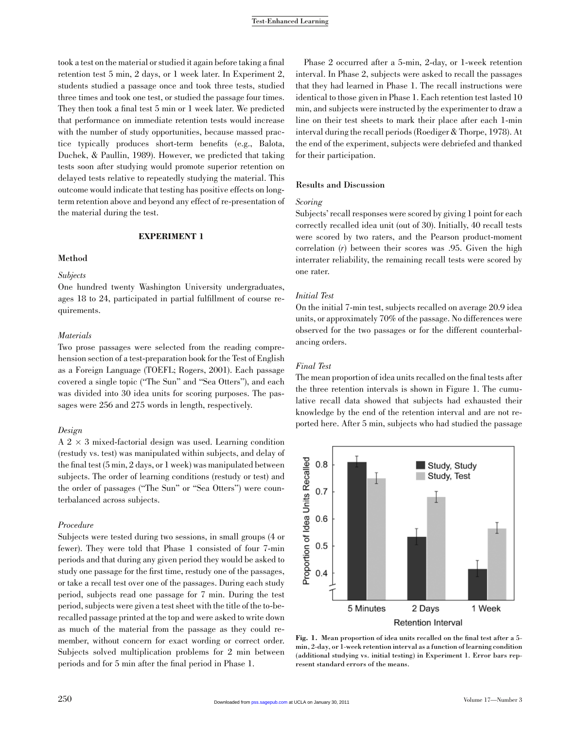took a test on the material or studied it again before taking a final retention test 5 min, 2 days, or 1 week later. In Experiment 2, students studied a passage once and took three tests, studied three times and took one test, or studied the passage four times. They then took a final test 5 min or 1 week later. We predicted that performance on immediate retention tests would increase with the number of study opportunities, because massed practice typically produces short-term benefits (e.g., Balota, Duchek, & Paullin, 1989). However, we predicted that taking tests soon after studying would promote superior retention on delayed tests relative to repeatedly studying the material. This outcome would indicate that testing has positive effects on long-term retention above and beyond any effect of re-presentation of the material during the test.

## EXPERIMENT 1

### Method

#### *Subjects*

One hundred twenty Washington University undergraduates, ages 18 to 24, participated in partial fulfillment of course requirements.

#### *Materials*

Two prose passages were selected from the reading comprehension section of a test-preparation book for the Test of English as a Foreign Language (TOEFL; Rogers, 2001). Each passage covered a single topic ("The Sun" and "Sea Otters"), and each was divided into 30 idea units for scoring purposes. The passages were 256 and 275 words in length, respectively.

#### *Design*

A 2 × 3 mixed-factorial design was used. Learning condition (restudy vs. test) was manipulated within subjects, and delay of the final test (5 min, 2 days, or 1 week) was manipulated between subjects. The order of learning conditions (restudy or test) and the order of passages ("The Sun" or "Sea Otters") were counterbalanced across subjects.

#### *Procedure*

Subjects were tested during two sessions, in small groups (4 or fewer). They were told that Phase 1 consisted of four 7-min periods and that during any given period they would be asked to study one passage for the first time, restudy one of the passages, or take a recall test over one of the passages. During each study period, subjects read one passage for 7 min. During the test period, subjects were given a test sheet with the title of the to-be-recalled passage printed at the top and were asked to write down as much of the material from the passage as they could remember, without concern for exact wording or correct order. Subjects solved multiplication problems for 2 min between periods and for 5 min after the final period in Phase 1.

Phase 2 occurred after a 5-min, 2-day, or 1-week retention interval. In Phase 2, subjects were asked to recall the passages that they had learned in Phase 1. The recall instructions were identical to those given in Phase 1. Each retention test lasted 10 min, and subjects were instructed by the experimenter to draw a line on their test sheets to mark their place after each 1-min interval during the recall periods (Roediger & Thorpe, 1978). At the end of the experiment, subjects were debriefed and thanked for their participation.

### Results and Discussion

#### *Scoring*

Subjects' recall responses were scored by giving 1 point for each correctly recalled idea unit (out of 30). Initially, 40 recall tests were scored by two raters, and the Pearson product-moment correlation ($r$) between their scores was .95. Given the high interrater reliability, the remaining recall tests were scored by one rater.

#### *Initial Test*

On the initial 7-min test, subjects recalled on average 20.9 idea units, or approximately 70% of the passage. No differences were observed for the two passages or for the different counterbalancing orders.

#### *Final Test*

The mean proportion of idea units recalled on the final tests after the three retention intervals is shown in Figure 1. The cumulative recall data showed that subjects had exhausted their knowledge by the end of the retention interval and are not reported here. After 5 min, subjects who had studied the passage

**Fig. 1.** Mean proportion of idea units recalled on the final test after a 5-min, 2-day, or 1-week retention interval as a function of learning condition (additional studying vs. initial testing) in Experiment 1. Error bars represent standard errors of the means.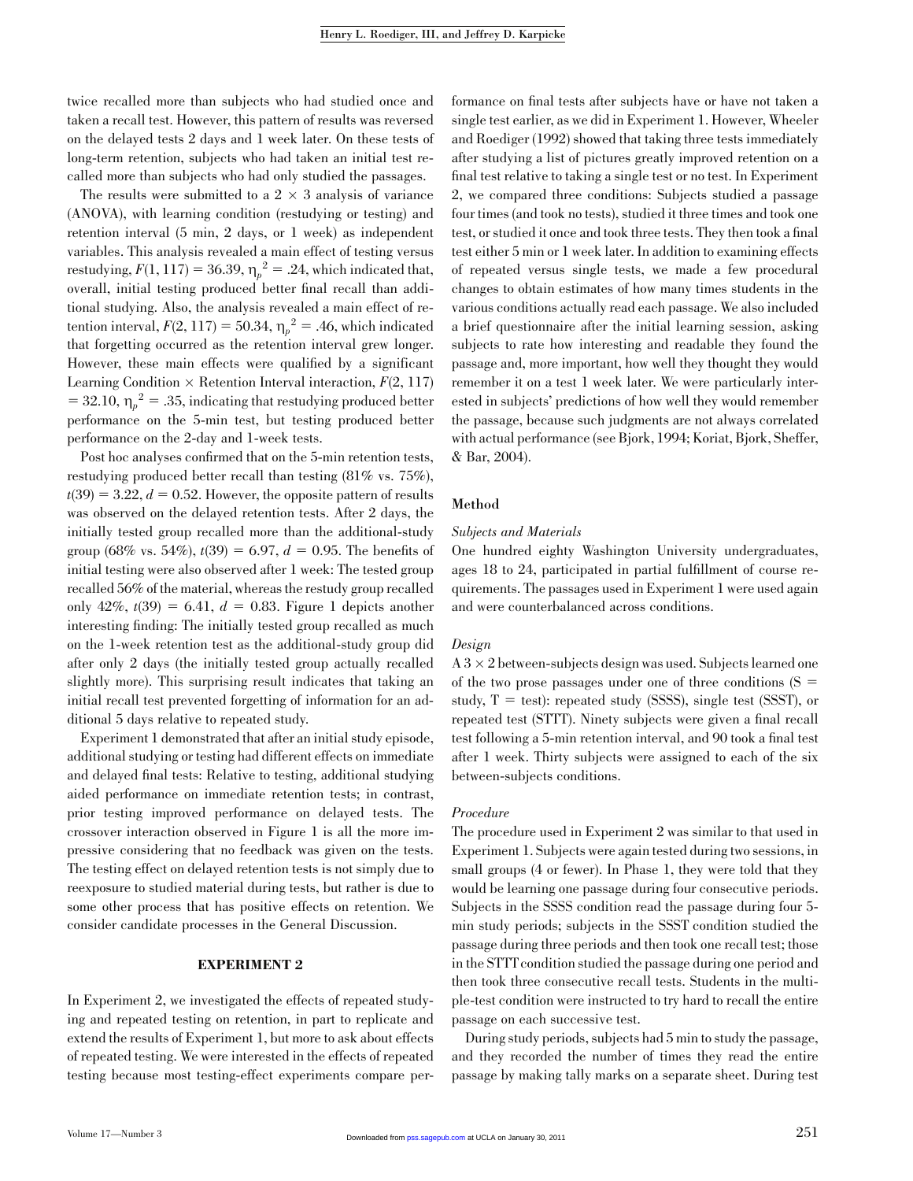twice recalled more than subjects who had studied once and taken a recall test. However, this pattern of results was reversed on the delayed tests 2 days and 1 week later. On these tests of long-term retention, subjects who had taken an initial test recalled more than subjects who had only studied the passages.

The results were submitted to a 2 × 3 analysis of variance (ANOVA), with learning condition (restudying or testing) and retention interval (5 min, 2 days, or 1 week) as independent variables. This analysis revealed a main effect of testing versus restudying, $F(1, 117) = 36.39$, $\eta_p^2 = .24$, which indicated that, overall, initial testing produced better final recall than additional studying. Also, the analysis revealed a main effect of retention interval, $F(2, 117) = 50.34$, $\eta_p^2 = .46$, which indicated that forgetting occurred as the retention interval grew longer. However, these main effects were qualified by a significant Learning Condition × Retention Interval interaction, $F(2, 117) = 32.10$, $\eta_p^2 = .35$, indicating that restudying produced better performance on the 5-min test, but testing produced better performance on the 2-day and 1-week tests.

Post hoc analyses confirmed that on the 5-min retention tests, restudying produced better recall than testing (81% vs. 75%), $t(39) = 3.22$, $d = 0.52$. However, the opposite pattern of results was observed on the delayed retention tests. After 2 days, the initially tested group recalled more than the additional-study group (68% vs. 54%), $t(39) = 6.97$, $d = 0.95$. The benefits of initial testing were also observed after 1 week: The tested group recalled 56% of the material, whereas the restudy group recalled only 42%, $t(39) = 6.41$, $d = 0.83$. Figure 1 depicts another interesting finding: The initially tested group recalled as much on the 1-week retention test as the additional-study group did after only 2 days (the initially tested group actually recalled slightly more). This surprising result indicates that taking an initial recall test prevented forgetting of information for an additional 5 days relative to repeated study.

Experiment 1 demonstrated that after an initial study episode, additional studying or testing had different effects on immediate and delayed final tests: Relative to testing, additional studying aided performance on immediate retention tests; in contrast, prior testing improved performance on delayed tests. The crossover interaction observed in Figure 1 is all the more impressive considering that no feedback was given on the tests. The testing effect on delayed retention tests is not simply due to reexposure to studied material during tests, but rather is due to some other process that has positive effects on retention. We consider candidate processes in the General Discussion.

## EXPERIMENT 2

In Experiment 2, we investigated the effects of repeated studying and repeated testing on retention, in part to replicate and extend the results of Experiment 1, but more to ask about effects of repeated testing. We were interested in the effects of repeated testing because most testing-effect experiments compare performance on final tests after subjects have or have not taken a single test earlier, as we did in Experiment 1. However, Wheeler and Roediger (1992) showed that taking three tests immediately after studying a list of pictures greatly improved retention on a final test relative to taking a single test or no test. In Experiment 2, we compared three conditions: Subjects studied a passage four times (and took no tests), studied it three times and took one test, or studied it once and took three tests. They then took a final test either 5 min or 1 week later. In addition to examining effects of repeated versus single tests, we made a few procedural changes to obtain estimates of how many times students in the various conditions actually read each passage. We also included a brief questionnaire after the initial learning session, asking subjects to rate how interesting and readable they found the passage and, more important, how well they thought they would remember it on a test 1 week later. We were particularly interested in subjects' predictions of how well they would remember the passage, because such judgments are not always correlated with actual performance (see Bjork, 1994; Koriat, Bjork, Sheffer, & Bar, 2004).

### Method

#### *Subjects and Materials*

One hundred eighty Washington University undergraduates, ages 18 to 24, participated in partial fulfillment of course requirements. The passages used in Experiment 1 were used again and were counterbalanced across conditions.

#### *Design*

A 3 × 2 between-subjects design was used. Subjects learned one of the two prose passages under one of three conditions (S = study, T = test): repeated study (SSSS), single test (SSST), or repeated test (STTT). Ninety subjects were given a final recall test following a 5-min retention interval, and 90 took a final test after 1 week. Thirty subjects were assigned to each of the six between-subjects conditions.

#### *Procedure*

The procedure used in Experiment 2 was similar to that used in Experiment 1. Subjects were again tested during two sessions, in small groups (4 or fewer). In Phase 1, they were told that they would be learning one passage during four consecutive periods. Subjects in the SSSS condition read the passage during four 5-min study periods; subjects in the SSST condition studied the passage during three periods and then took one recall test; those in the STTT condition studied the passage during one period and then took three consecutive recall tests. Students in the multiple-test condition were instructed to try hard to recall the entire passage on each successive test.

During study periods, subjects had 5 min to study the passage, and they recorded the number of times they read the entire passage by making tally marks on a separate sheet. During test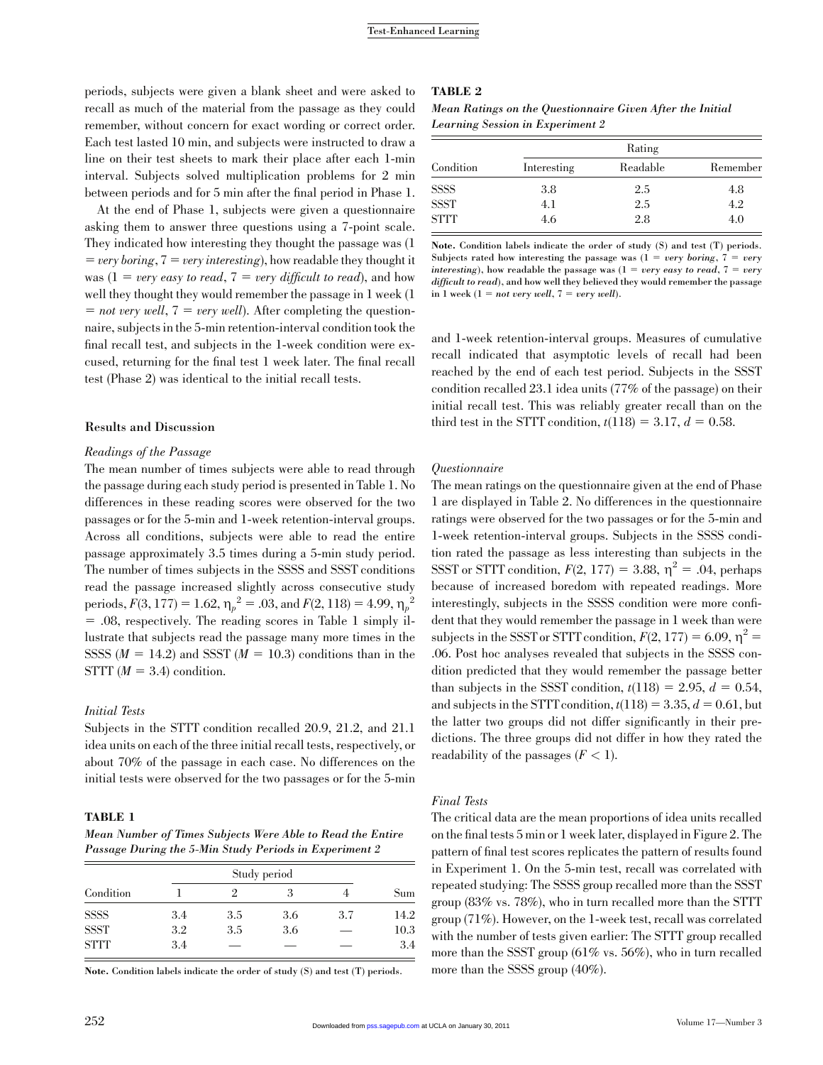periods, subjects were given a blank sheet and were asked to recall as much of the material from the passage as they could remember, without concern for exact wording or correct order. Each test lasted 10 min, and subjects were instructed to draw a line on their test sheets to mark their place after each 1-min interval. Subjects solved multiplication problems for 2 min between periods and for 5 min after the final period in Phase 1.

At the end of Phase 1, subjects were given a questionnaire asking them to answer three questions using a 7-point scale. They indicated how interesting they thought the passage was (1 = *very boring*, 7 = *very interesting*), how readable they thought it was (1 = *very easy to read*, 7 = *very difficult to read*), and how well they thought they would remember the passage in 1 week (1 = *not very well*, 7 = *very well*). After completing the questionnaire, subjects in the 5-min retention-interval condition took the final recall test, and subjects in the 1-week condition were excused, returning for the final test 1 week later. The final recall test (Phase 2) was identical to the initial recall tests.

### Results and Discussion

#### *Readings of the Passage*

The mean number of times subjects were able to read through the passage during each study period is presented in Table 1. No differences in these reading scores were observed for the two passages or for the 5-min and 1-week retention-interval groups. Across all conditions, subjects were able to read the entire passage approximately 3.5 times during a 5-min study period. The number of times subjects in the SSSS and SSST conditions read the passage increased slightly across consecutive study periods, $F(3, 177) = 1.62$, $\eta_p^2 = .03$, and $F(2, 118) = 4.99$, $\eta_p^2 = .08$, respectively. The reading scores in Table 1 simply illustrate that subjects read the passage many more times in the SSSS ($M = 14.2$) and SSST ($M = 10.3$) conditions than in the STTT ($M = 3.4$) condition.

#### *Initial Tests*

Subjects in the STTT condition recalled 20.9, 21.2, and 21.1 idea units on each of the three initial recall tests, respectively, or about 70% of the passage in each case. No differences on the initial tests were observed for the two passages or for the 5-min and 1-week retention-interval groups. Measures of cumulative recall indicated that asymptotic levels of recall had been reached by the end of each test period. Subjects in the SSST condition recalled 23.1 idea units (77% of the passage) on their initial recall test. This was reliably greater recall than on the third test in the STTT condition, $t(118) = 3.17$, $d = 0.58$.

**TABLE 1**

***Mean Number of Times Subjects Were Able to Read the Entire Passage During the 5-Min Study Periods in Experiment 2***

| Condition | Study period | | | | Sum |
|---|---|---|---|---|---|
| | 1 | 2 | 3 | 4 | |
| SSSS | 3.4 | 3.5 | 3.6 | 3.7 | 14.2 |
| SSST | 3.2 | 3.5 | 3.6 | — | 10.3 |
| STTT | 3.4 | — | — | — | 3.4 |

**Note.** Condition labels indicate the order of study (S) and test (T) periods.

**TABLE 2**

***Mean Ratings on the Questionnaire Given After the Initial Learning Session in Experiment 2***

| Condition | Rating | | |
|---|---|---|---|
| | Interesting | Readable | Remember |
| SSSS | 3.8 | 2.5 | 4.8 |
| SSST | 4.1 | 2.5 | 4.2 |
| STTT | 4.6 | 2.8 | 4.0 |

**Note.** Condition labels indicate the order of study (S) and test (T) periods. Subjects rated how interesting the passage was (1 = *very boring*, 7 = *very interesting*), how readable the passage was (1 = *very easy to read*, 7 = *very difficult to read*), and how well they believed they would remember the passage in 1 week (1 = *not very well*, 7 = *very well*).

#### *Questionnaire*

The mean ratings on the questionnaire given at the end of Phase 1 are displayed in Table 2. No differences in the questionnaire ratings were observed for the two passages or for the 5-min and 1-week retention-interval groups. Subjects in the SSSS condition rated the passage as less interesting than subjects in the SSST or STTT condition, $F(2, 177) = 3.88$, $\eta^2 = .04$, perhaps because of increased boredom with repeated readings. More interestingly, subjects in the SSSS condition were more confident that they would remember the passage in 1 week than were subjects in the SSST or STTT condition, $F(2, 177) = 6.09$, $\eta^2 = .06$. Post hoc analyses revealed that subjects in the SSSS condition predicted that they would remember the passage better than subjects in the SSST condition, $t(118) = 2.95$, $d = 0.54$, and subjects in the STTT condition, $t(118) = 3.35$, $d = 0.61$, but the latter two groups did not differ significantly in their predictions. The three groups did not differ in how they rated the readability of the passages ($F < 1$).

#### *Final Tests*

The critical data are the mean proportions of idea units recalled on the final tests 5 min or 1 week later, displayed in Figure 2. The pattern of final test scores replicates the pattern of results found in Experiment 1. On the 5-min test, recall was correlated with repeated studying: The SSSS group recalled more than the SSST group (83% vs. 78%), who in turn recalled more than the STTT group (71%). However, on the 1-week test, recall was correlated with the number of tests given earlier: The STTT group recalled more than the SSST group (61% vs. 56%), who in turn recalled more than the SSSS group (40%).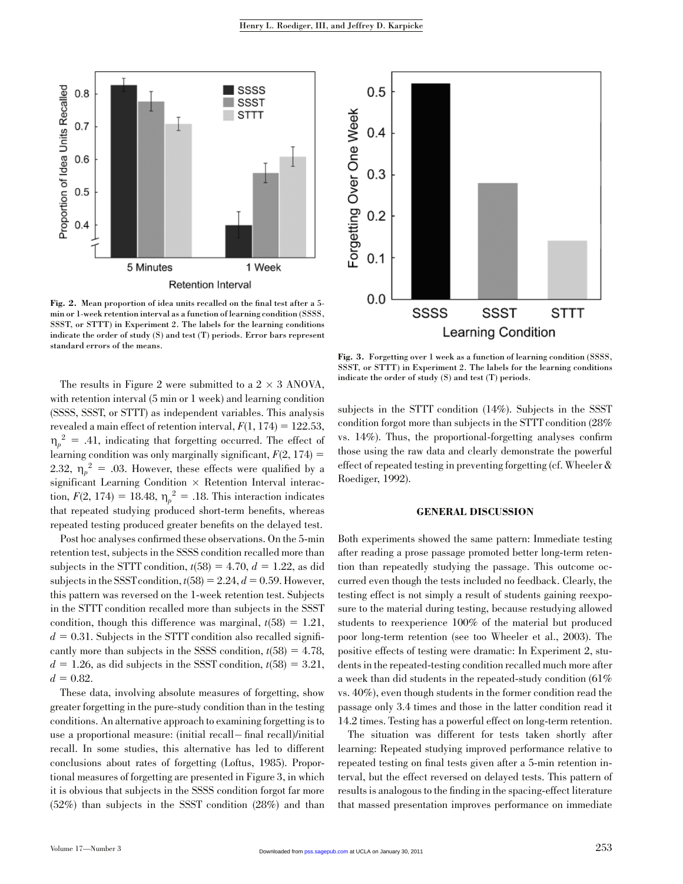Fig. 2. Mean proportion of idea units recalled on the final test after a 5-min or 1-week retention interval as a function of learning condition (SSSS, SSST, or STTT) in Experiment 2. The labels for the learning conditions indicate the order of study (S) and test (T) periods. Error bars represent standard errors of the means.

Fig. 3. Forgetting over 1 week as a function of learning condition (SSSS, SSST, or STTT) in Experiment 2. The labels for the learning conditions indicate the order of study (S) and test (T) periods.

The results in Figure 2 were submitted to a 2 × 3 ANOVA, with retention interval (5 min or 1 week) and learning condition (SSSS, SSST, or STTT) as independent variables. This analysis revealed a main effect of retention interval, $F(1, 174) = 122.53$, $\eta_p^2 = .41$, indicating that forgetting occurred. The effect of learning condition was only marginally significant, $F(2, 174) = 2.32$, $\eta_p^2 = .03$. However, these effects were qualified by a significant Learning Condition × Retention Interval interaction, $F(2, 174) = 18.48$, $\eta_p^2 = .18$. This interaction indicates that repeated studying produced short-term benefits, whereas repeated testing produced greater benefits on the delayed test.

Post hoc analyses confirmed these observations. On the 5-min retention test, subjects in the SSSS condition recalled more than subjects in the STTT condition, $t(58) = 4.70$, $d = 1.22$, as did subjects in the SSST condition, $t(58) = 2.24$, $d = 0.59$. However, this pattern was reversed on the 1-week retention test. Subjects in the STTT condition recalled more than subjects in the SSST condition, though this difference was marginal, $t(58) = 1.21$, $d = 0.31$. Subjects in the STTT condition also recalled significantly more than subjects in the SSSS condition, $t(58) = 4.78$, $d = 1.26$, as did subjects in the SSST condition, $t(58) = 3.21$, $d = 0.82$.

These data, involving absolute measures of forgetting, show greater forgetting in the pure-study condition than in the testing conditions. An alternative approach to examining forgetting is to use a proportional measure: (initial recall − final recall)/initial recall. In some studies, this alternative has led to different conclusions about rates of forgetting (Loftus, 1985). Proportional measures of forgetting are presented in Figure 3, in which it is obvious that subjects in the SSSS condition forgot far more (52%) than subjects in the SSST condition (28%) and than subjects in the STTT condition (14%). Subjects in the SSST condition forgot more than subjects in the STTT condition (28% vs. 14%). Thus, the proportional-forgetting analyses confirm those using the raw data and clearly demonstrate the powerful effect of repeated testing in preventing forgetting (cf. Wheeler & Roediger, 1992).

## GENERAL DISCUSSION

Both experiments showed the same pattern: Immediate testing after reading a prose passage promoted better long-term retention than repeatedly studying the passage. This outcome occurred even though the tests included no feedback. Clearly, the testing effect is not simply a result of students gaining reexposure to the material during testing, because restudying allowed students to reexperience 100% of the material but produced poor long-term retention (see too Wheeler et al., 2003). The positive effects of testing were dramatic: In Experiment 2, students in the repeated-testing condition recalled much more after a week than did students in the repeated-study condition (61% vs. 40%), even though students in the former condition read the passage only 3.4 times and those in the latter condition read it 14.2 times. Testing has a powerful effect on long-term retention.

The situation was different for tests taken shortly after learning: Repeated studying improved performance relative to repeated testing on final tests given after a 5-min retention interval, but the effect reversed on delayed tests. This pattern of results is analogous to the finding in the spacing-effect literature that massed presentation improves performance on immediate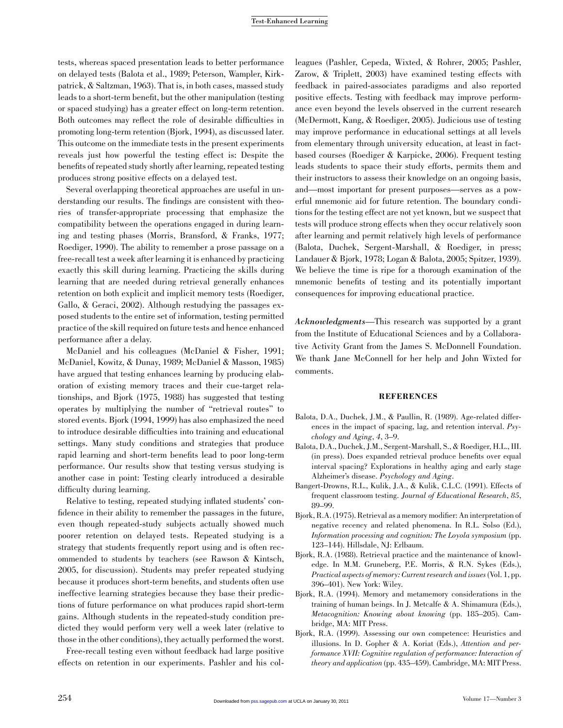tests, whereas spaced presentation leads to better performance on delayed tests (Balota et al., 1989; Peterson, Wampler, Kirkpatrick, & Saltzman, 1963). That is, in both cases, massed study leads to a short-term benefit, but the other manipulation (testing or spaced studying) has a greater effect on long-term retention. Both outcomes may reflect the role of desirable difficulties in promoting long-term retention (Bjork, 1994), as discussed later. This outcome on the immediate tests in the present experiments reveals just how powerful the testing effect is: Despite the benefits of repeated study shortly after learning, repeated testing produces strong positive effects on a delayed test.

Several overlapping theoretical approaches are useful in understanding our results. The findings are consistent with theories of transfer-appropriate processing that emphasize the compatibility between the operations engaged in during learning and testing phases (Morris, Bransford, & Franks, 1977; Roediger, 1990). The ability to remember a prose passage on a free-recall test a week after learning it is enhanced by practicing exactly this skill during learning. Practicing the skills during learning that are needed during retrieval generally enhances retention on both explicit and implicit memory tests (Roediger, Gallo, & Geraci, 2002). Although restudying the passages exposed students to the entire set of information, testing permitted practice of the skill required on future tests and hence enhanced performance after a delay.

McDaniel and his colleagues (McDaniel & Fisher, 1991; McDaniel, Kowitz, & Dunay, 1989; McDaniel & Masson, 1985) have argued that testing enhances learning by producing elaboration of existing memory traces and their cue-target relationships, and Bjork (1975, 1988) has suggested that testing operates by multiplying the number of "retrieval routes" to stored events. Bjork (1994, 1999) has also emphasized the need to introduce desirable difficulties into training and educational settings. Many study conditions and strategies that produce rapid learning and short-term benefits lead to poor long-term performance. Our results show that testing versus studying is another case in point: Testing clearly introduced a desirable difficulty during learning.

Relative to testing, repeated studying inflated students' confidence in their ability to remember the passages in the future, even though repeated-study subjects actually showed much poorer retention on delayed tests. Repeated studying is a strategy that students frequently report using and is often recommended to students by teachers (see Rawson & Kintsch, 2005, for discussion). Students may prefer repeated studying because it produces short-term benefits, and students often use ineffective learning strategies because they base their predictions of future performance on what produces rapid short-term gains. Although students in the repeated-study condition predicted they would perform very well a week later (relative to those in the other conditions), they actually performed the worst.

Free-recall testing even without feedback had large positive effects on retention in our experiments. Pashler and his colleagues (Pashler, Cepeda, Wixted, & Rohrer, 2005; Pashler, Zarow, & Triplett, 2003) have examined testing effects with feedback in paired-associates paradigms and also reported positive effects. Testing with feedback may improve performance even beyond the levels observed in the current research (McDermott, Kang, & Roediger, 2005). Judicious use of testing may improve performance in educational settings at all levels from elementary through university education, at least in fact-based courses (Roediger & Karpicke, 2006). Frequent testing leads students to space their study efforts, permits them and their instructors to assess their knowledge on an ongoing basis, and—most important for present purposes—serves as a powerful mnemonic aid for future retention. The boundary conditions for the testing effect are not yet known, but we suspect that tests will produce strong effects when they occur relatively soon after learning and permit relatively high levels of performance (Balota, Duchek, Sergent-Marshall, & Roediger, in press; Landauer & Bjork, 1978; Logan & Balota, 2005; Spitzer, 1939). We believe the time is ripe for a thorough examination of the mnemonic benefits of testing and its potentially important consequences for improving educational practice.

***Acknowledgments***—This research was supported by a grant from the Institute of Educational Sciences and by a Collaborative Activity Grant from the James S. McDonnell Foundation. We thank Jane McConnell for her help and John Wixted for comments.

## REFERENCES

Balota, D.A., Duchek, J.M., & Paullin, R. (1989). Age-related differences in the impact of spacing, lag, and retention interval. *Psychology and Aging*, *4*, 3–9.

Balota, D.A., Duchek, J.M., Sergent-Marshall, S., & Roediger, H.L., III. (in press). Does expanded retrieval produce benefits over equal interval spacing? Explorations in healthy aging and early stage Alzheimer's disease. *Psychology and Aging*.

Bangert-Drowns, R.L., Kulik, J.A., & Kulik, C.L.C. (1991). Effects of frequent classroom testing. *Journal of Educational Research*, *85*, 89–99.

Bjork, R.A. (1975). Retrieval as a memory modifier: An interpretation of negative recency and related phenomena. In R.L. Solso (Ed.), *Information processing and cognition: The Loyola symposium* (pp. 123–144). Hillsdale, NJ: Erlbaum.

Bjork, R.A. (1988). Retrieval practice and the maintenance of knowledge. In M.M. Gruneberg, P.E. Morris, & R.N. Sykes (Eds.), *Practical aspects of memory: Current research and issues* (Vol. 1, pp. 396–401). New York: Wiley.

Bjork, R.A. (1994). Memory and metamemory considerations in the training of human beings. In J. Metcalfe & A. Shimamura (Eds.), *Metacognition: Knowing about knowing* (pp. 185–205). Cambridge, MA: MIT Press.

Bjork, R.A. (1999). Assessing our own competence: Heuristics and illusions. In D. Gopher & A. Koriat (Eds.), *Attention and performance XVII: Cognitive regulation of performance: Interaction of theory and application* (pp. 435–459). Cambridge, MA: MIT Press.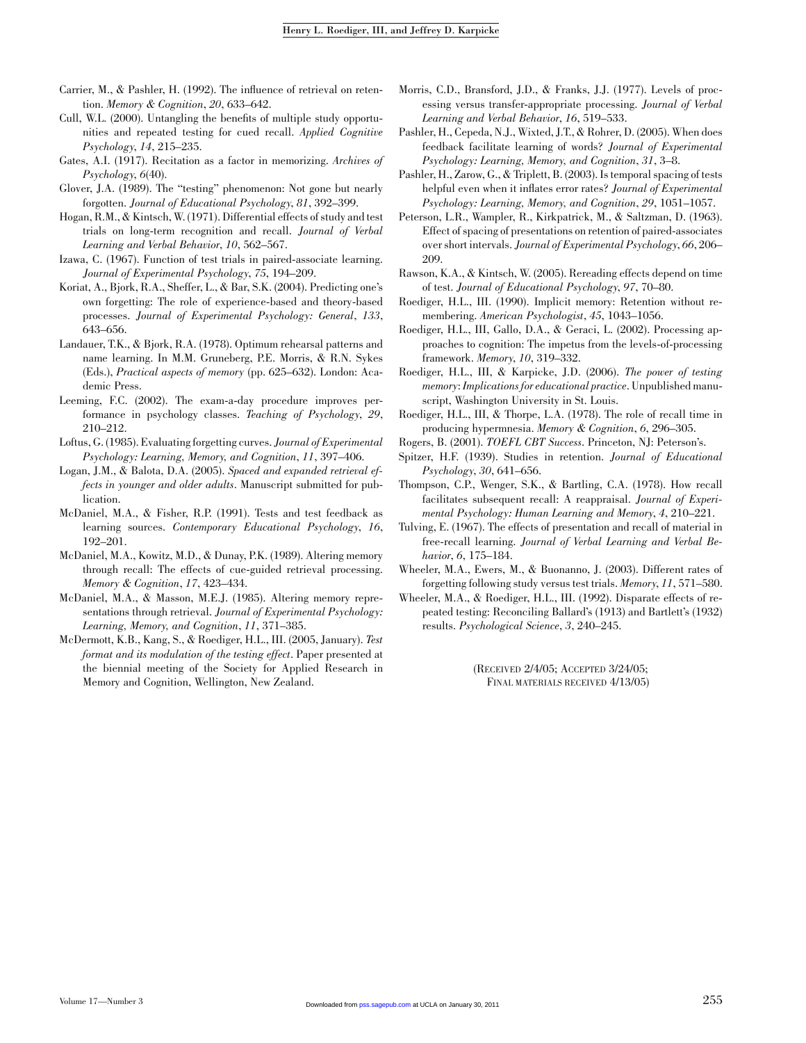Carrier, M., & Pashler, H. (1992). The influence of retrieval on retention. *Memory & Cognition*, *20*, 633–642.

Cull, W.L. (2000). Untangling the benefits of multiple study opportunities and repeated testing for cued recall. *Applied Cognitive Psychology*, *14*, 215–235.

Gates, A.I. (1917). Recitation as a factor in memorizing. *Archives of Psychology*, *6*(40).

Glover, J.A. (1989). The "testing" phenomenon: Not gone but nearly forgotten. *Journal of Educational Psychology*, *81*, 392–399.

Hogan, R.M., & Kintsch, W. (1971). Differential effects of study and test trials on long-term recognition and recall. *Journal of Verbal Learning and Verbal Behavior*, *10*, 562–567.

Izawa, C. (1967). Function of test trials in paired-associate learning. *Journal of Experimental Psychology*, *75*, 194–209.

Koriat, A., Bjork, R.A., Sheffer, L., & Bar, S.K. (2004). Predicting one's own forgetting: The role of experience-based and theory-based processes. *Journal of Experimental Psychology: General*, *133*, 643–656.

Landauer, T.K., & Bjork, R.A. (1978). Optimum rehearsal patterns and name learning. In M.M. Gruneberg, P.E. Morris, & R.N. Sykes (Eds.), *Practical aspects of memory* (pp. 625–632). London: Academic Press.

Leeming, F.C. (2002). The exam-a-day procedure improves performance in psychology classes. *Teaching of Psychology*, *29*, 210–212.

Loftus, G. (1985). Evaluating forgetting curves. *Journal of Experimental Psychology: Learning, Memory, and Cognition*, *11*, 397–406.

Logan, J.M., & Balota, D.A. (2005). *Spaced and expanded retrieval effects in younger and older adults*. Manuscript submitted for publication.

McDaniel, M.A., & Fisher, R.P. (1991). Tests and test feedback as learning sources. *Contemporary Educational Psychology*, *16*, 192–201.

McDaniel, M.A., Kowitz, M.D., & Dunay, P.K. (1989). Altering memory through recall: The effects of cue-guided retrieval processing. *Memory & Cognition*, *17*, 423–434.

McDaniel, M.A., & Masson, M.E.J. (1985). Altering memory representations through retrieval. *Journal of Experimental Psychology: Learning, Memory, and Cognition*, *11*, 371–385.

McDermott, K.B., Kang, S., & Roediger, H.L., III. (2005, January). *Test format and its modulation of the testing effect*. Paper presented at the biennial meeting of the Society for Applied Research in Memory and Cognition, Wellington, New Zealand.

Morris, C.D., Bransford, J.D., & Franks, J.J. (1977). Levels of processing versus transfer-appropriate processing. *Journal of Verbal Learning and Verbal Behavior*, *16*, 519–533.

Pashler, H., Cepeda, N.J., Wixted, J.T., & Rohrer, D. (2005). When does feedback facilitate learning of words? *Journal of Experimental Psychology: Learning, Memory, and Cognition*, *31*, 3–8.

Pashler, H., Zarow, G., & Triplett, B. (2003). Is temporal spacing of tests helpful even when it inflates error rates? *Journal of Experimental Psychology: Learning, Memory, and Cognition*, *29*, 1051–1057.

Peterson, L.R., Wampler, R., Kirkpatrick, M., & Saltzman, D. (1963). Effect of spacing of presentations on retention of paired-associates over short intervals. *Journal of Experimental Psychology*, *66*, 206–209.

Rawson, K.A., & Kintsch, W. (2005). Rereading effects depend on time of test. *Journal of Educational Psychology*, *97*, 70–80.

Roediger, H.L., III. (1990). Implicit memory: Retention without remembering. *American Psychologist*, *45*, 1043–1056.

Roediger, H.L., III, Gallo, D.A., & Geraci, L. (2002). Processing approaches to cognition: The impetus from the levels-of-processing framework. *Memory*, *10*, 319–332.

Roediger, H.L., III, & Karpicke, J.D. (2006). *The power of testing memory: Implications for educational practice*. Unpublished manuscript, Washington University in St. Louis.

Roediger, H.L., III, & Thorpe, L.A. (1978). The role of recall time in producing hypermnesia. *Memory & Cognition*, *6*, 296–305.

Rogers, B. (2001). *TOEFL CBT Success*. Princeton, NJ: Peterson's.

Spitzer, H.F. (1939). Studies in retention. *Journal of Educational Psychology*, *30*, 641–656.

Thompson, C.P., Wenger, S.K., & Bartling, C.A. (1978). How recall facilitates subsequent recall: A reappraisal. *Journal of Experimental Psychology: Human Learning and Memory*, *4*, 210–221.

Tulving, E. (1967). The effects of presentation and recall of material in free-recall learning. *Journal of Verbal Learning and Verbal Behavior*, *6*, 175–184.

Wheeler, M.A., Ewers, M., & Buonanno, J. (2003). Different rates of forgetting following study versus test trials. *Memory*, *11*, 571–580.

Wheeler, M.A., & Roediger, H.L., III. (1992). Disparate effects of repeated testing: Reconciling Ballard's (1913) and Bartlett's (1932) results. *Psychological Science*, *3*, 240–245.

(Received 2/4/05; Accepted 3/24/05; Final materials received 4/13/05)